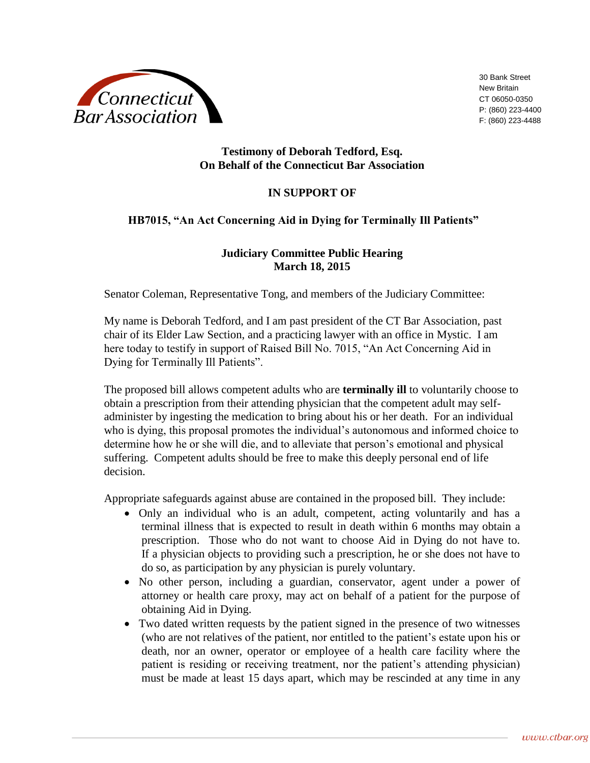Connecticut Bar Association

30 Bank Street
New Britain
CT 06050-0350
P: (860) 223-4400
F: (860) 223-4488

**Testimony of Deborah Tedford, Esq.**
**On Behalf of the Connecticut Bar Association**

**IN SUPPORT OF**

**HB7015, "An Act Concerning Aid in Dying for Terminally Ill Patients"**

**Judiciary Committee Public Hearing**
**March 18, 2015**

Senator Coleman, Representative Tong, and members of the Judiciary Committee:

My name is Deborah Tedford, and I am past president of the CT Bar Association, past chair of its Elder Law Section, and a practicing lawyer with an office in Mystic. I am here today to testify in support of Raised Bill No. 7015, "An Act Concerning Aid in Dying for Terminally Ill Patients".

The proposed bill allows competent adults who are **terminally ill** to voluntarily choose to obtain a prescription from their attending physician that the competent adult may self-administer by ingesting the medication to bring about his or her death. For an individual who is dying, this proposal promotes the individual's autonomous and informed choice to determine how he or she will die, and to alleviate that person's emotional and physical suffering. Competent adults should be free to make this deeply personal end of life decision.

Appropriate safeguards against abuse are contained in the proposed bill. They include:

- Only an individual who is an adult, competent, acting voluntarily and has a terminal illness that is expected to result in death within 6 months may obtain a prescription. Those who do not want to choose Aid in Dying do not have to. If a physician objects to providing such a prescription, he or she does not have to do so, as participation by any physician is purely voluntary.
- No other person, including a guardian, conservator, agent under a power of attorney or health care proxy, may act on behalf of a patient for the purpose of obtaining Aid in Dying.
- Two dated written requests by the patient signed in the presence of two witnesses (who are not relatives of the patient, nor entitled to the patient's estate upon his or death, nor an owner, operator or employee of a health care facility where the patient is residing or receiving treatment, nor the patient's attending physician) must be made at least 15 days apart, which may be rescinded at any time in any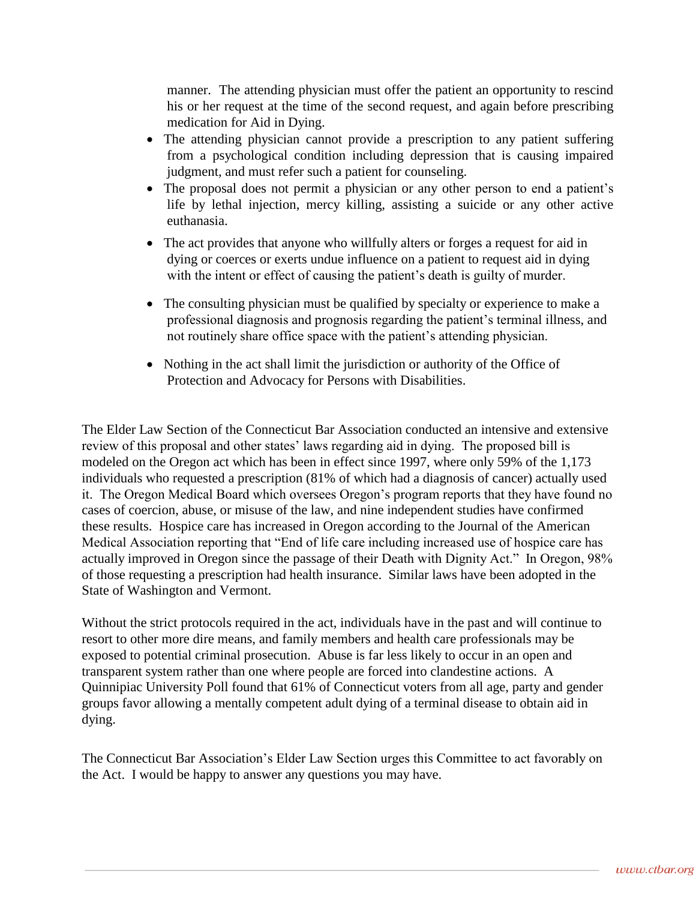manner. The attending physician must offer the patient an opportunity to rescind his or her request at the time of the second request, and again before prescribing medication for Aid in Dying.

- The attending physician cannot provide a prescription to any patient suffering from a psychological condition including depression that is causing impaired judgment, and must refer such a patient for counseling.
- The proposal does not permit a physician or any other person to end a patient's life by lethal injection, mercy killing, assisting a suicide or any other active euthanasia.
- The act provides that anyone who willfully alters or forges a request for aid in dying or coerces or exerts undue influence on a patient to request aid in dying with the intent or effect of causing the patient's death is guilty of murder.
- The consulting physician must be qualified by specialty or experience to make a professional diagnosis and prognosis regarding the patient's terminal illness, and not routinely share office space with the patient's attending physician.
- Nothing in the act shall limit the jurisdiction or authority of the Office of Protection and Advocacy for Persons with Disabilities.

The Elder Law Section of the Connecticut Bar Association conducted an intensive and extensive review of this proposal and other states' laws regarding aid in dying. The proposed bill is modeled on the Oregon act which has been in effect since 1997, where only 59% of the 1,173 individuals who requested a prescription (81% of which had a diagnosis of cancer) actually used it. The Oregon Medical Board which oversees Oregon's program reports that they have found no cases of coercion, abuse, or misuse of the law, and nine independent studies have confirmed these results. Hospice care has increased in Oregon according to the Journal of the American Medical Association reporting that "End of life care including increased use of hospice care has actually improved in Oregon since the passage of their Death with Dignity Act." In Oregon, 98% of those requesting a prescription had health insurance. Similar laws have been adopted in the State of Washington and Vermont.

Without the strict protocols required in the act, individuals have in the past and will continue to resort to other more dire means, and family members and health care professionals may be exposed to potential criminal prosecution. Abuse is far less likely to occur in an open and transparent system rather than one where people are forced into clandestine actions. A Quinnipiac University Poll found that 61% of Connecticut voters from all age, party and gender groups favor allowing a mentally competent adult dying of a terminal disease to obtain aid in dying.

The Connecticut Bar Association's Elder Law Section urges this Committee to act favorably on the Act. I would be happy to answer any questions you may have.